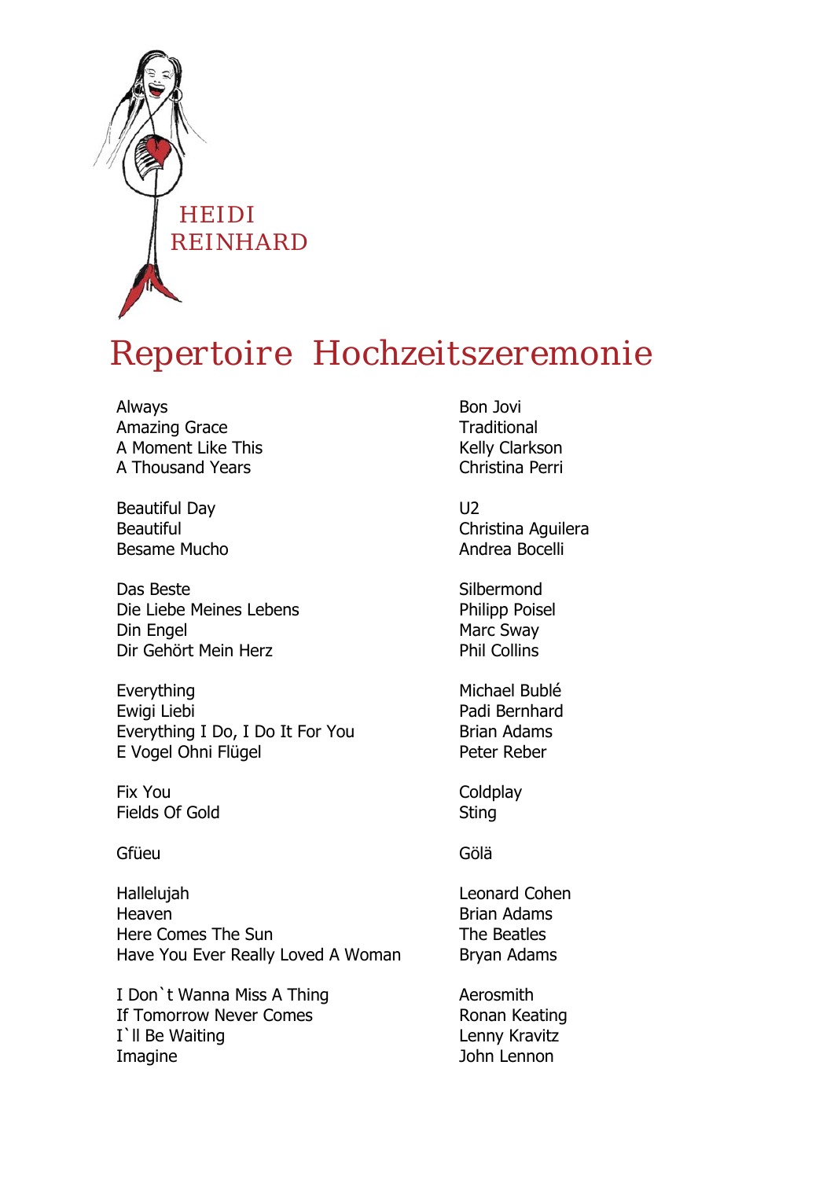HEIDI
REINHARD

# Repertoire Hochzeitszeremonie

| | |
|---|---|
| Always | Bon Jovi |
| Amazing Grace | Traditional |
| A Moment Like This | Kelly Clarkson |
| A Thousand Years | Christina Perri |
| | |
| Beautiful Day | U2 |
| Beautiful | Christina Aguilera |
| Besame Mucho | Andrea Bocelli |
| | |
| Das Beste | Silbermond |
| Die Liebe Meines Lebens | Philipp Poisel |
| Din Engel | Marc Sway |
| Dir Gehört Mein Herz | Phil Collins |
| | |
| Everything | Michael Bublé |
| Ewigi Liebi | Padi Bernhard |
| Everything I Do, I Do It For You | Brian Adams |
| E Vogel Ohni Flügel | Peter Reber |
| | |
| Fix You | Coldplay |
| Fields Of Gold | Sting |
| | |
| Gfüeu | Gölä |
| | |
| Hallelujah | Leonard Cohen |
| Heaven | Brian Adams |
| Here Comes The Sun | The Beatles |
| Have You Ever Really Loved A Woman | Bryan Adams |
| | |
| I Don`t Wanna Miss A Thing | Aerosmith |
| If Tomorrow Never Comes | Ronan Keating |
| I`ll Be Waiting | Lenny Kravitz |
| Imagine | John Lennon |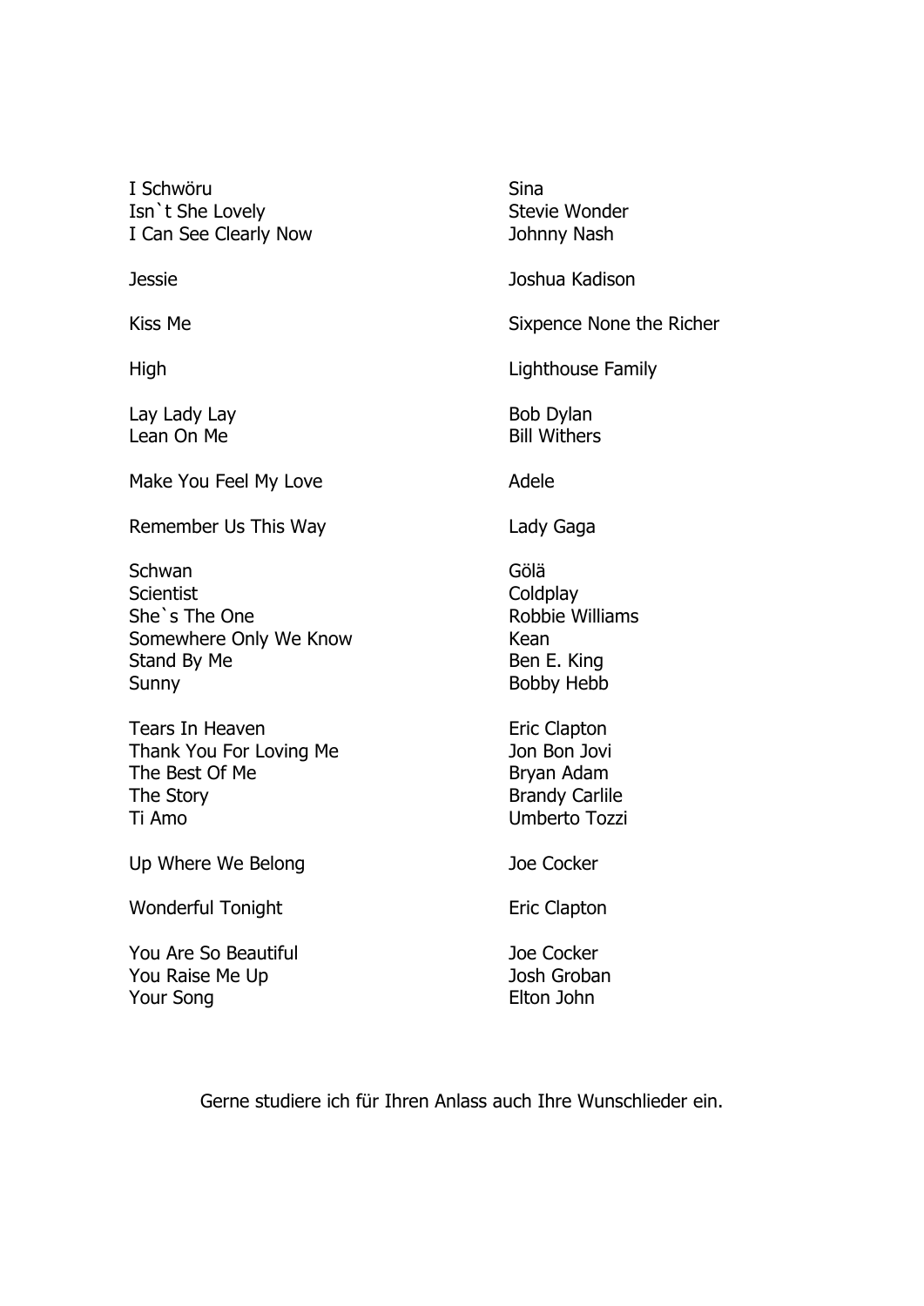| | |
|---|---|
| I Schwöru | Sina |
| Isn`t She Lovely | Stevie Wonder |
| I Can See Clearly Now | Johnny Nash |
| | |
| Jessie | Joshua Kadison |
| | |
| Kiss Me | Sixpence None the Richer |
| | |
| High | Lighthouse Family |
| | |
| Lay Lady Lay | Bob Dylan |
| Lean On Me | Bill Withers |
| | |
| Make You Feel My Love | Adele |
| | |
| Remember Us This Way | Lady Gaga |
| | |
| Schwan | Gölä |
| Scientist | Coldplay |
| She`s The One | Robbie Williams |
| Somewhere Only We Know | Kean |
| Stand By Me | Ben E. King |
| Sunny | Bobby Hebb |
| | |
| Tears In Heaven | Eric Clapton |
| Thank You For Loving Me | Jon Bon Jovi |
| The Best Of Me | Bryan Adam |
| The Story | Brandy Carlile |
| Ti Amo | Umberto Tozzi |
| | |
| Up Where We Belong | Joe Cocker |
| | |
| Wonderful Tonight | Eric Clapton |
| | |
| You Are So Beautiful | Joe Cocker |
| You Raise Me Up | Josh Groban |
| Your Song | Elton John |

Gerne studiere ich für Ihren Anlass auch Ihre Wunschlieder ein.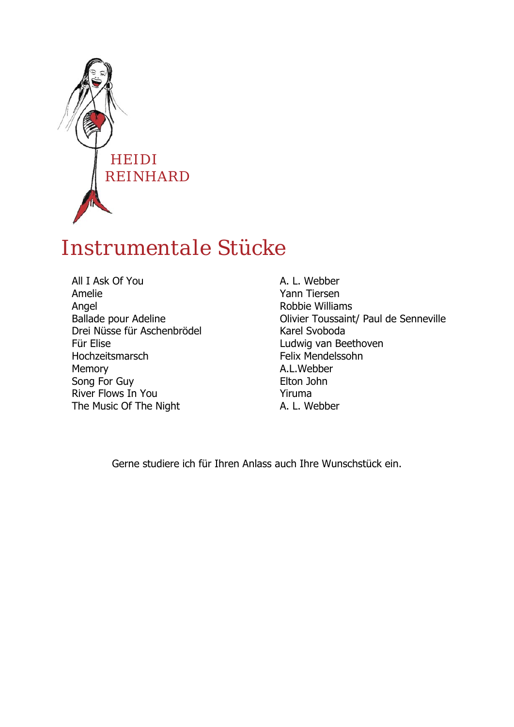HEIDI
REINHARD

# Instrumentale Stücke

| | |
|---|---|
| All I Ask Of You | A. L. Webber |
| Amelie | Yann Tiersen |
| Angel | Robbie Williams |
| Ballade pour Adeline | Olivier Toussaint/ Paul de Senneville |
| Drei Nüsse für Aschenbrödel | Karel Svoboda |
| Für Elise | Ludwig van Beethoven |
| Hochzeitsmarsch | Felix Mendelssohn |
| Memory | A.L.Webber |
| Song For Guy | Elton John |
| River Flows In You | Yiruma |
| The Music Of The Night | A. L. Webber |

Gerne studiere ich für Ihren Anlass auch Ihre Wunschstück ein.